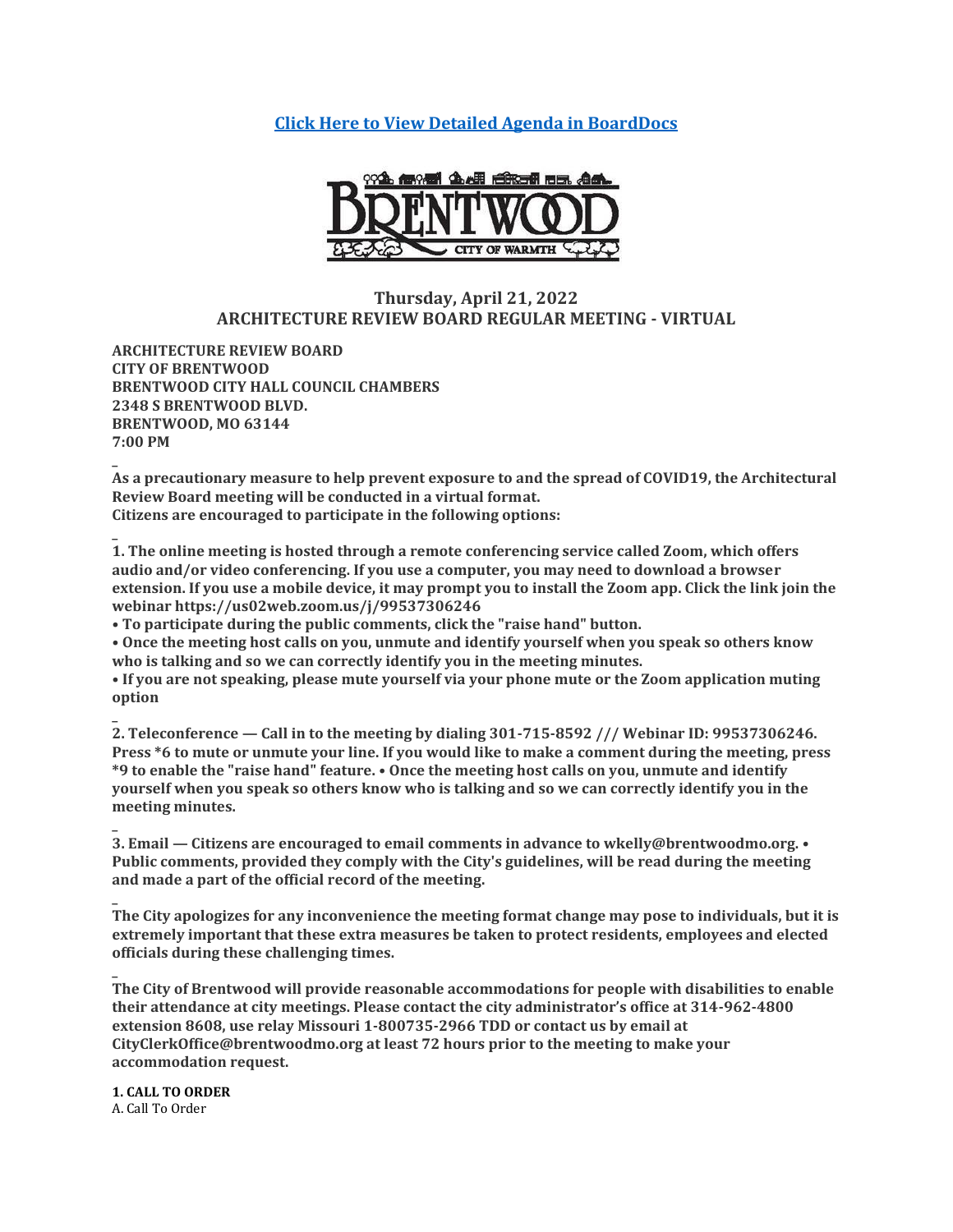**[Click Here to View Detailed Agenda in BoardDocs]()**

## Thursday, April 21, 2022
## ARCHITECTURE REVIEW BOARD REGULAR MEETING - VIRTUAL

**ARCHITECTURE REVIEW BOARD**
**CITY OF BRENTWOOD**
**BRENTWOOD CITY HALL COUNCIL CHAMBERS**
**2348 S BRENTWOOD BLVD.**
**BRENTWOOD, MO 63144**
**7:00 PM**

**As a precautionary measure to help prevent exposure to and the spread of COVID19, the Architectural Review Board meeting will be conducted in a virtual format.**
**Citizens are encouraged to participate in the following options:**

**1. The online meeting is hosted through a remote conferencing service called Zoom, which offers audio and/or video conferencing. If you use a computer, you may need to download a browser extension. If you use a mobile device, it may prompt you to install the Zoom app. Click the link join the webinar https://us02web.zoom.us/j/99537306246**
**• To participate during the public comments, click the "raise hand" button.**
**• Once the meeting host calls on you, unmute and identify yourself when you speak so others know who is talking and so we can correctly identify you in the meeting minutes.**
**• If you are not speaking, please mute yourself via your phone mute or the Zoom application muting option**

**2. Teleconference — Call in to the meeting by dialing 301-715-8592 /// Webinar ID: 99537306246. Press *6 to mute or unmute your line. If you would like to make a comment during the meeting, press *9 to enable the "raise hand" feature. • Once the meeting host calls on you, unmute and identify yourself when you speak so others know who is talking and so we can correctly identify you in the meeting minutes.**

**3. Email — Citizens are encouraged to email comments in advance to wkelly@brentwoodmo.org. • Public comments, provided they comply with the City's guidelines, will be read during the meeting and made a part of the official record of the meeting.**

**The City apologizes for any inconvenience the meeting format change may pose to individuals, but it is extremely important that these extra measures be taken to protect residents, employees and elected officials during these challenging times.**

**The City of Brentwood will provide reasonable accommodations for people with disabilities to enable their attendance at city meetings. Please contact the city administrator's office at 314-962-4800 extension 8608, use relay Missouri 1-800735-2966 TDD or contact us by email at CityClerkOffice@brentwoodmo.org at least 72 hours prior to the meeting to make your accommodation request.**

**1. CALL TO ORDER**
A. Call To Order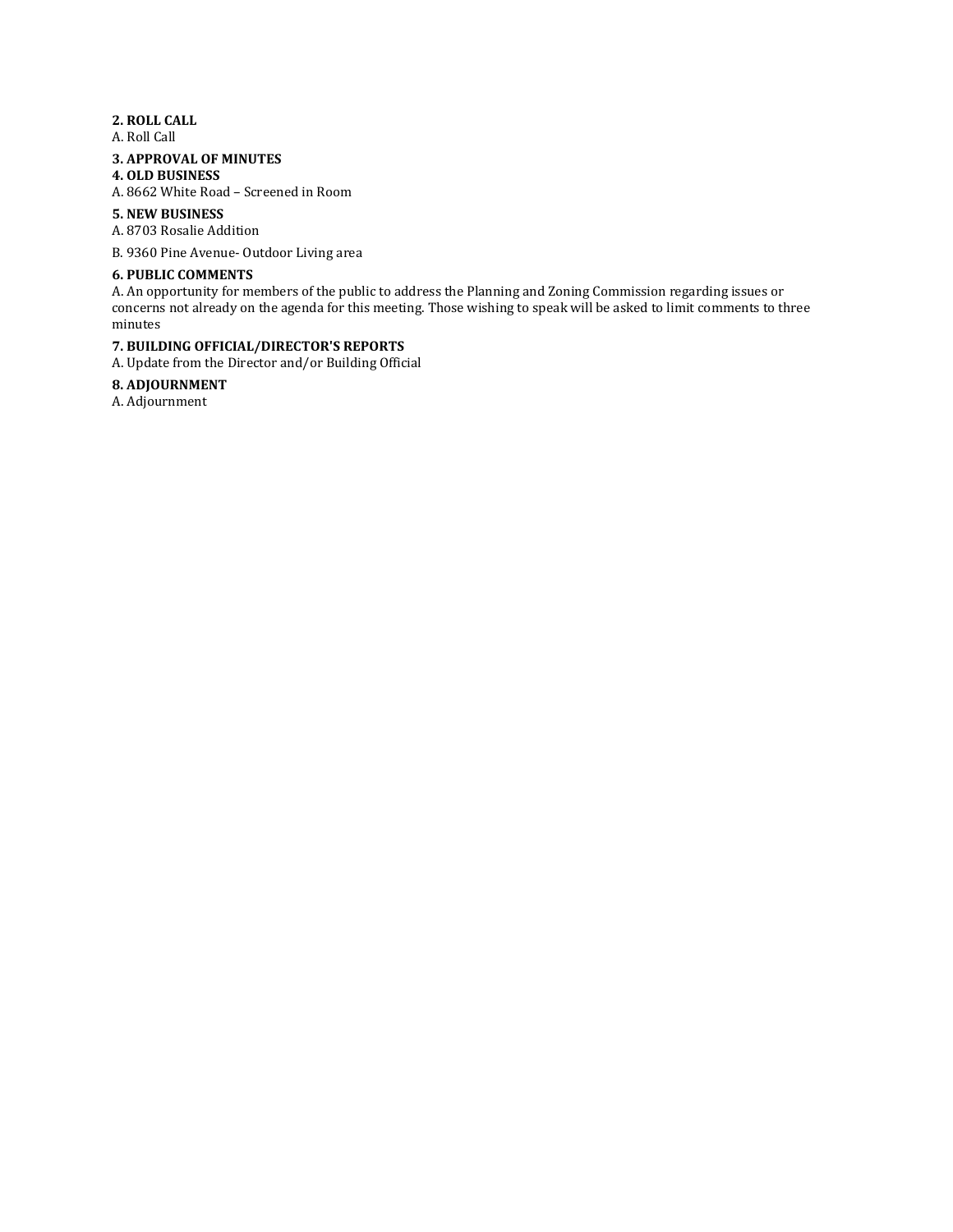**2. ROLL CALL**

A. Roll Call

**3. APPROVAL OF MINUTES**

**4. OLD BUSINESS**

A. 8662 White Road – Screened in Room

**5. NEW BUSINESS**

A. 8703 Rosalie Addition

B. 9360 Pine Avenue- Outdoor Living area

**6. PUBLIC COMMENTS**

A. An opportunity for members of the public to address the Planning and Zoning Commission regarding issues or concerns not already on the agenda for this meeting. Those wishing to speak will be asked to limit comments to three minutes

**7. BUILDING OFFICIAL/DIRECTOR'S REPORTS**

A. Update from the Director and/or Building Official

**8. ADJOURNMENT**

A. Adjournment